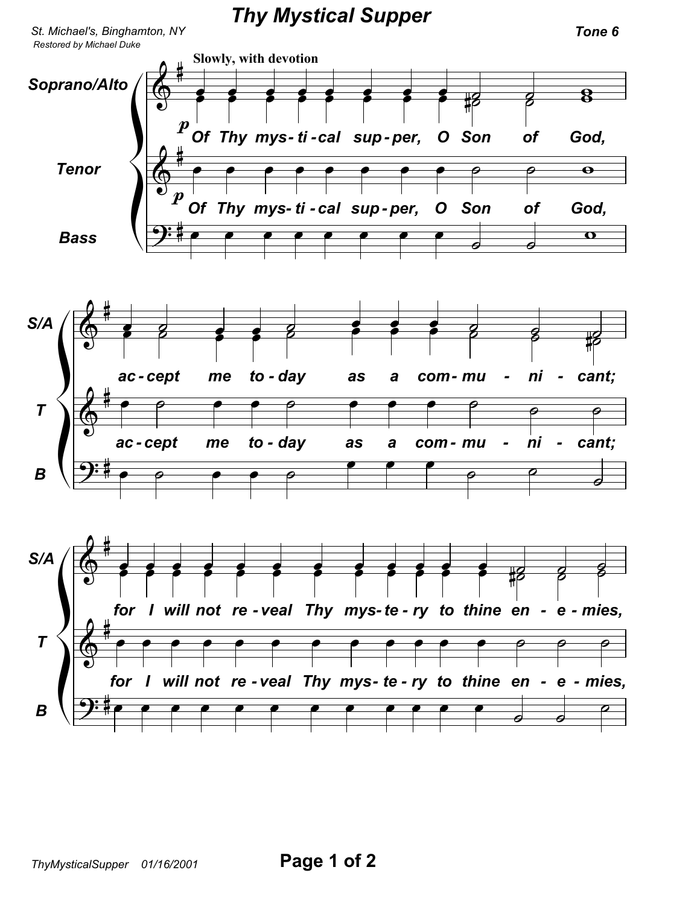# Thy Mystical Supper

St. Michael's, Binghamton, NY
Restored by Michael Duke

**Tone 6**

**Slowly, with devotion**

Soprano/Alto, Tenor, Bass

*p* Of Thy mys-ti-cal sup-per, O Son of God,

ac-cept me to-day as a com-mu-ni-cant;

for I will not re-veal Thy mys-te-ry to thine en-e-mies,

ThyMysticalSupper 01/16/2001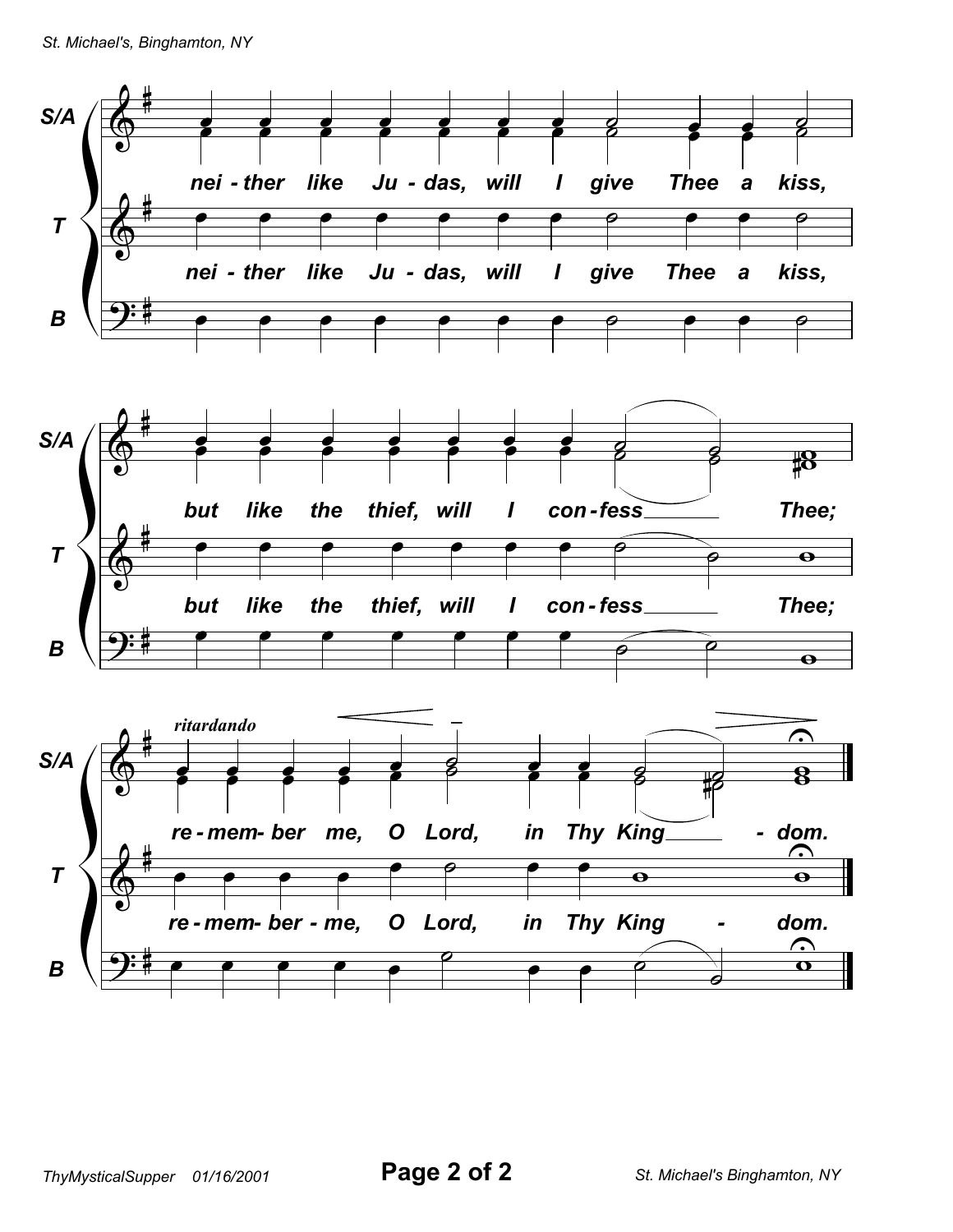S/A

nei - ther like Ju - das, will I give Thee a kiss,

T

nei - ther like Ju - das, will I give Thee a kiss,

B

S/A

but like the thief, will I con - fess Thee;

T

but like the thief, will I con - fess Thee;

B

*ritardando*

S/A

re - mem - ber me, O Lord, in Thy King - dom.

T

re - mem - ber - me, O Lord, in Thy King - dom.

B

ThyMysticalSupper 01/16/2001